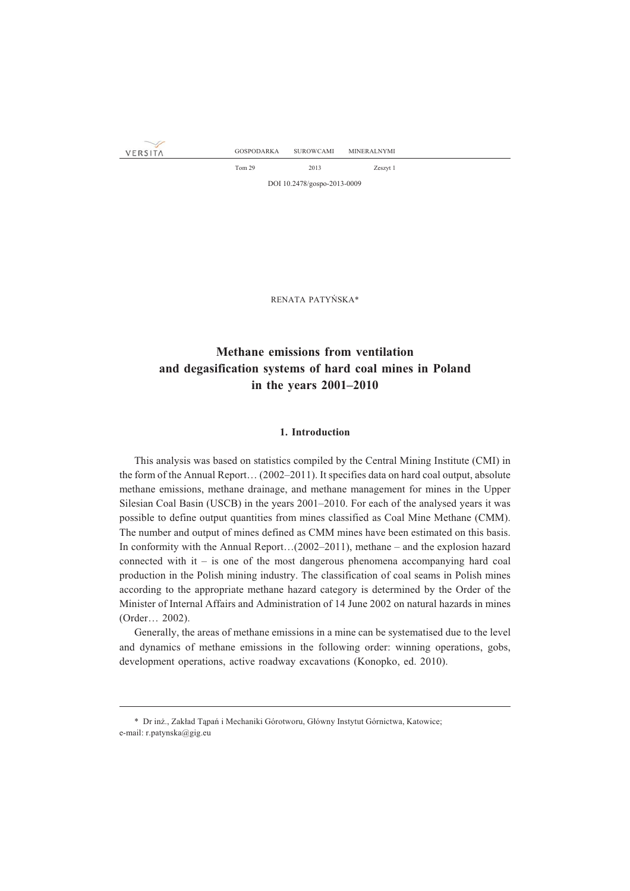RENATA PATYŃSKA*

# Methane emissions from ventilation and degasification systems of hard coal mines in Poland in the years 2001–2010

## 1. Introduction

This analysis was based on statistics compiled by the Central Mining Institute (CMI) in the form of the Annual Report… (2002–2011). It specifies data on hard coal output, absolute methane emissions, methane drainage, and methane management for mines in the Upper Silesian Coal Basin (USCB) in the years 2001–2010. For each of the analysed years it was possible to define output quantities from mines classified as Coal Mine Methane (CMM). The number and output of mines defined as CMM mines have been estimated on this basis. In conformity with the Annual Report…(2002–2011), methane – and the explosion hazard connected with it – is one of the most dangerous phenomena accompanying hard coal production in the Polish mining industry. The classification of coal seams in Polish mines according to the appropriate methane hazard category is determined by the Order of the Minister of Internal Affairs and Administration of 14 June 2002 on natural hazards in mines (Order… 2002).

Generally, the areas of methane emissions in a mine can be systematised due to the level and dynamics of methane emissions in the following order: winning operations, gobs, development operations, active roadway excavations (Konopko, ed. 2010).

---

* Dr inż., Zakład Tąpań i Mechaniki Górotworu, Główny Instytut Górnictwa, Katowice; e-mail: r.patynska@gig.eu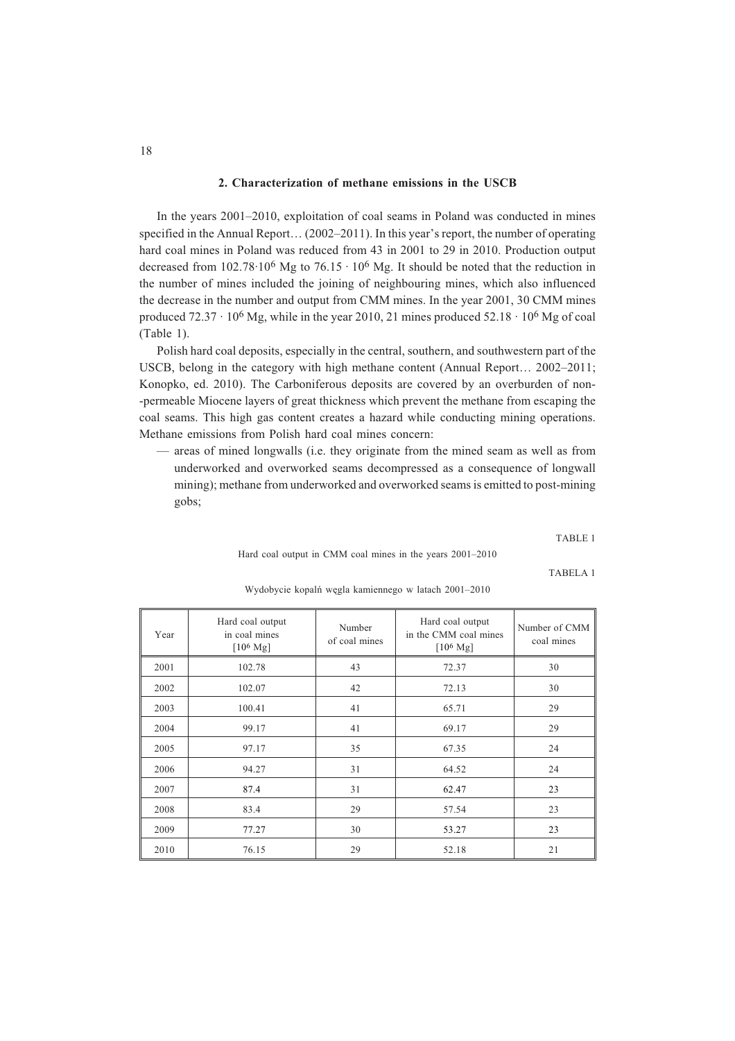## 2. Characterization of methane emissions in the USCB

In the years 2001–2010, exploitation of coal seams in Poland was conducted in mines specified in the Annual Report… (2002–2011). In this year's report, the number of operating hard coal mines in Poland was reduced from 43 in 2001 to 29 in 2010. Production output decreased from $102.78 \cdot 10^6$ Mg to $76.15 \cdot 10^6$ Mg. It should be noted that the reduction in the number of mines included the joining of neighbouring mines, which also influenced the decrease in the number and output from CMM mines. In the year 2001, 30 CMM mines produced $72.37 \cdot 10^6$ Mg, while in the year 2010, 21 mines produced $52.18 \cdot 10^6$ Mg of coal (Table 1).

Polish hard coal deposits, especially in the central, southern, and southwestern part of the USCB, belong in the category with high methane content (Annual Report… 2002–2011; Konopko, ed. 2010). The Carboniferous deposits are covered by an overburden of non-permeable Miocene layers of great thickness which prevent the methane from escaping the coal seams. This high gas content creates a hazard while conducting mining operations. Methane emissions from Polish hard coal mines concern:

— areas of mined longwalls (i.e. they originate from the mined seam as well as from underworked and overworked seams decompressed as a consequence of longwall mining); methane from underworked and overworked seams is emitted to post-mining gobs;

TABLE 1

Hard coal output in CMM coal mines in the years 2001–2010

TABELA 1

Wydobycie kopalń węgla kamiennego w latach 2001–2010

| Year | Hard coal output in coal mines [$10^6$ Mg] | Number of coal mines | Hard coal output in the CMM coal mines [$10^6$ Mg] | Number of CMM coal mines |
|---|---|---|---|---|
| 2001 | 102.78 | 43 | 72.37 | 30 |
| 2002 | 102.07 | 42 | 72.13 | 30 |
| 2003 | 100.41 | 41 | 65.71 | 29 |
| 2004 | 99.17 | 41 | 69.17 | 29 |
| 2005 | 97.17 | 35 | 67.35 | 24 |
| 2006 | 94.27 | 31 | 64.52 | 24 |
| 2007 | 87.4 | 31 | 62.47 | 23 |
| 2008 | 83.4 | 29 | 57.54 | 23 |
| 2009 | 77.27 | 30 | 53.27 | 23 |
| 2010 | 76.15 | 29 | 52.18 | 21 |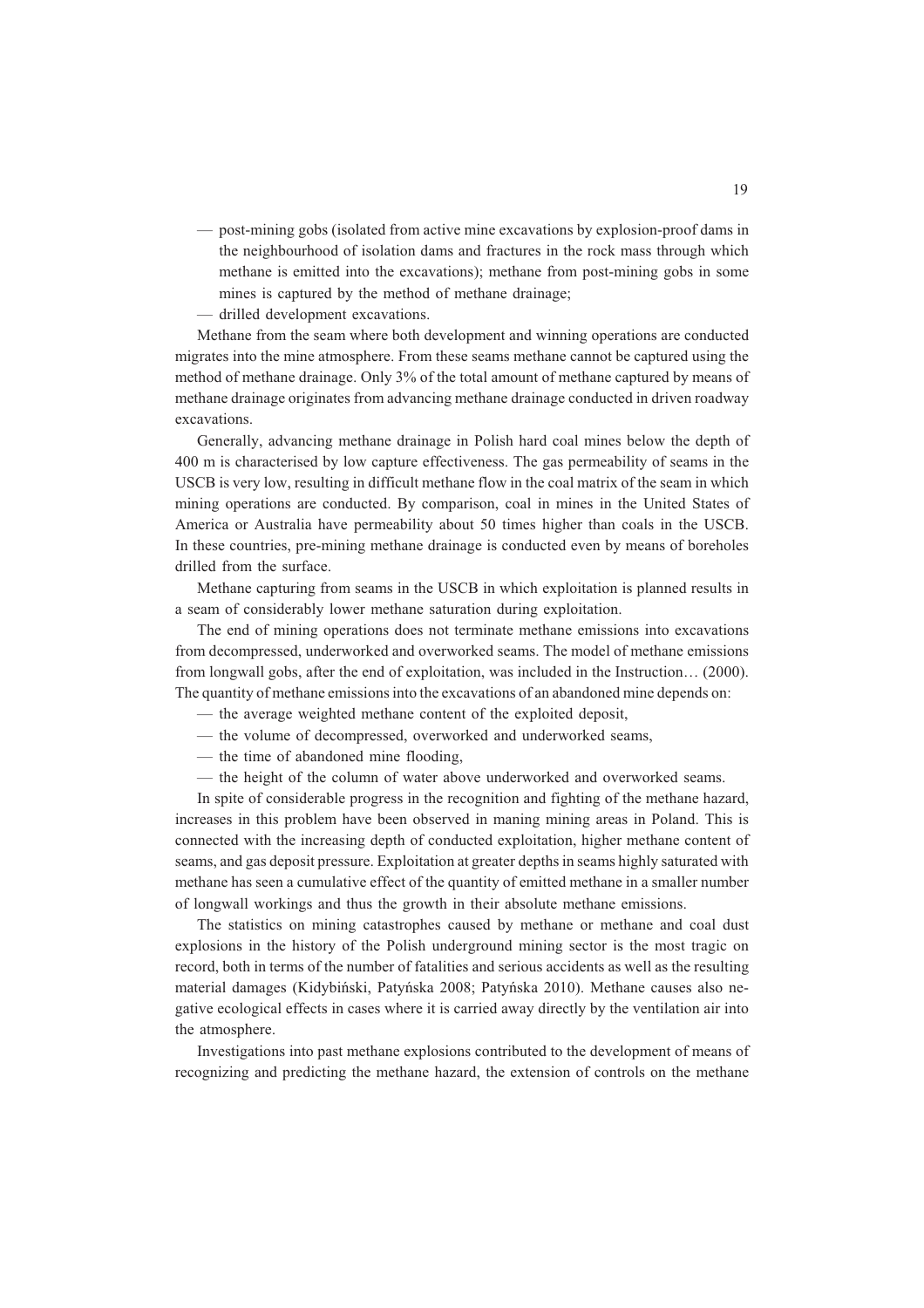- post-mining gobs (isolated from active mine excavations by explosion-proof dams in the neighbourhood of isolation dams and fractures in the rock mass through which methane is emitted into the excavations); methane from post-mining gobs in some mines is captured by the method of methane drainage;
- drilled development excavations.

Methane from the seam where both development and winning operations are conducted migrates into the mine atmosphere. From these seams methane cannot be captured using the method of methane drainage. Only 3% of the total amount of methane captured by means of methane drainage originates from advancing methane drainage conducted in driven roadway excavations.

Generally, advancing methane drainage in Polish hard coal mines below the depth of 400 m is characterised by low capture effectiveness. The gas permeability of seams in the USCB is very low, resulting in difficult methane flow in the coal matrix of the seam in which mining operations are conducted. By comparison, coal in mines in the United States of America or Australia have permeability about 50 times higher than coals in the USCB. In these countries, pre-mining methane drainage is conducted even by means of boreholes drilled from the surface.

Methane capturing from seams in the USCB in which exploitation is planned results in a seam of considerably lower methane saturation during exploitation.

The end of mining operations does not terminate methane emissions into excavations from decompressed, underworked and overworked seams. The model of methane emissions from longwall gobs, after the end of exploitation, was included in the Instruction… (2000). The quantity of methane emissions into the excavations of an abandoned mine depends on:

- the average weighted methane content of the exploited deposit,
- the volume of decompressed, overworked and underworked seams,
- the time of abandoned mine flooding,
- the height of the column of water above underworked and overworked seams.

In spite of considerable progress in the recognition and fighting of the methane hazard, increases in this problem have been observed in maning mining areas in Poland. This is connected with the increasing depth of conducted exploitation, higher methane content of seams, and gas deposit pressure. Exploitation at greater depths in seams highly saturated with methane has seen a cumulative effect of the quantity of emitted methane in a smaller number of longwall workings and thus the growth in their absolute methane emissions.

The statistics on mining catastrophes caused by methane or methane and coal dust explosions in the history of the Polish underground mining sector is the most tragic on record, both in terms of the number of fatalities and serious accidents as well as the resulting material damages (Kidybiński, Patyńska 2008; Patyńska 2010). Methane causes also negative ecological effects in cases where it is carried away directly by the ventilation air into the atmosphere.

Investigations into past methane explosions contributed to the development of means of recognizing and predicting the methane hazard, the extension of controls on the methane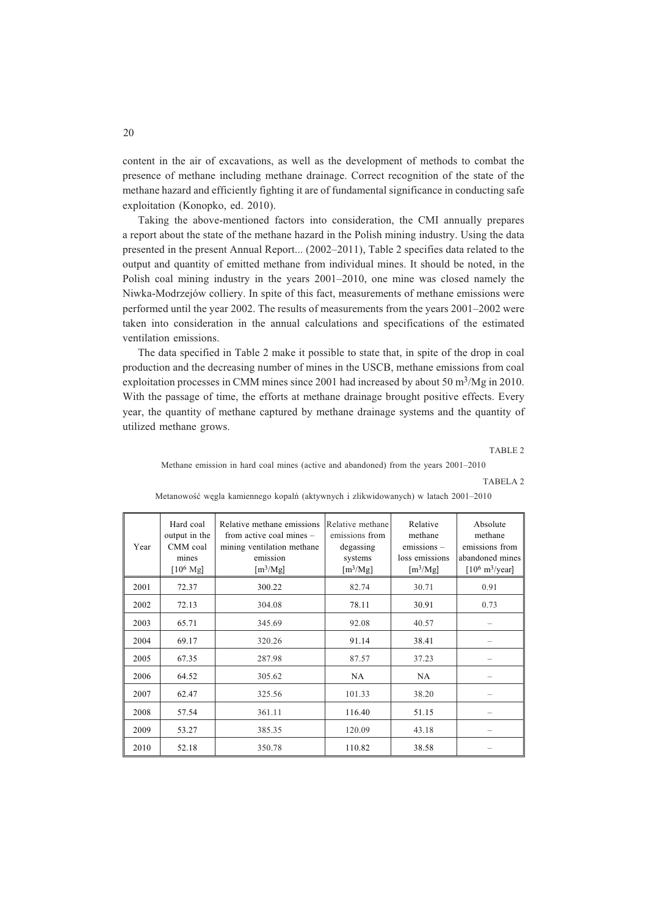content in the air of excavations, as well as the development of methods to combat the presence of methane including methane drainage. Correct recognition of the state of the methane hazard and efficiently fighting it are of fundamental significance in conducting safe exploitation (Konopko, ed. 2010).

Taking the above-mentioned factors into consideration, the CMI annually prepares a report about the state of the methane hazard in the Polish mining industry. Using the data presented in the present Annual Report... (2002–2011), Table 2 specifies data related to the output and quantity of emitted methane from individual mines. It should be noted, in the Polish coal mining industry in the years 2001–2010, one mine was closed namely the Niwka-Modrzejów colliery. In spite of this fact, measurements of methane emissions were performed until the year 2002. The results of measurements from the years 2001–2002 were taken into consideration in the annual calculations and specifications of the estimated ventilation emissions.

The data specified in Table 2 make it possible to state that, in spite of the drop in coal production and the decreasing number of mines in the USCB, methane emissions from coal exploitation processes in CMM mines since 2001 had increased by about 50 $m^3/Mg$ in 2010. With the passage of time, the efforts at methane drainage brought positive effects. Every year, the quantity of methane captured by methane drainage systems and the quantity of utilized methane grows.

TABLE 2

Methane emission in hard coal mines (active and abandoned) from the years 2001–2010

TABELA 2

Metanowość węgla kamiennego kopalń (aktywnych i zlikwidowanych) w latach 2001–2010

| Year | Hard coal output in the CMM coal mines [$10^6$ Mg] | Relative methane emissions from active coal mines – mining ventilation methane emission [$m^3/Mg$] | Relative methane emissions from degassing systems [$m^3/Mg$] | Relative methane emissions – loss emissions [$m^3/Mg$] | Absolute methane emissions from abandoned mines [$10^6$ $m^3$/year] |
|---|---|---|---|---|---|
| 2001 | 72.37 | 300.22 | 82.74 | 30.71 | 0.91 |
| 2002 | 72.13 | 304.08 | 78.11 | 30.91 | 0.73 |
| 2003 | 65.71 | 345.69 | 92.08 | 40.57 | – |
| 2004 | 69.17 | 320.26 | 91.14 | 38.41 | – |
| 2005 | 67.35 | 287.98 | 87.57 | 37.23 | – |
| 2006 | 64.52 | 305.62 | NA | NA | – |
| 2007 | 62.47 | 325.56 | 101.33 | 38.20 | – |
| 2008 | 57.54 | 361.11 | 116.40 | 51.15 | – |
| 2009 | 53.27 | 385.35 | 120.09 | 43.18 | – |
| 2010 | 52.18 | 350.78 | 110.82 | 38.58 | – |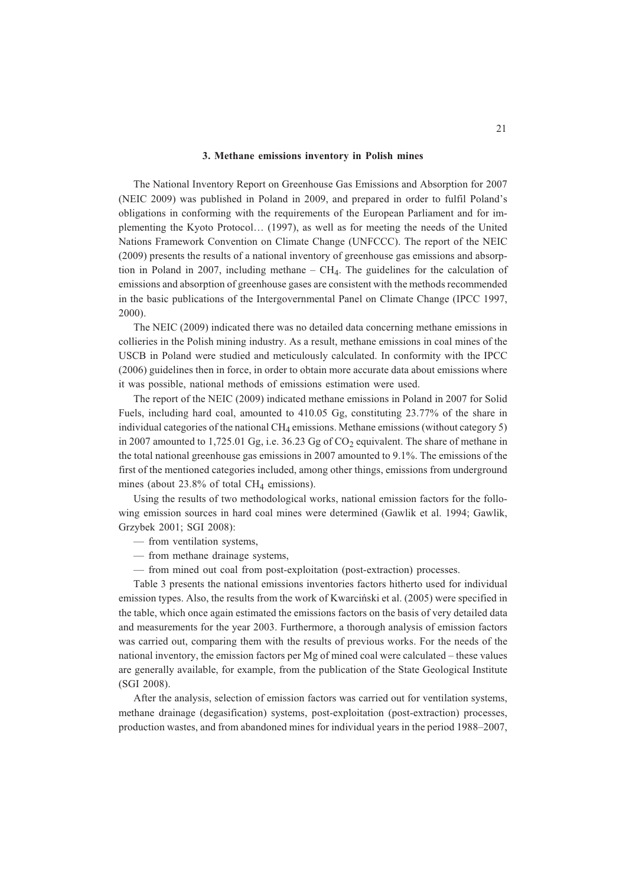### 3. Methane emissions inventory in Polish mines

The National Inventory Report on Greenhouse Gas Emissions and Absorption for 2007 (NEIC 2009) was published in Poland in 2009, and prepared in order to fulfil Poland's obligations in conforming with the requirements of the European Parliament and for implementing the Kyoto Protocol… (1997), as well as for meeting the needs of the United Nations Framework Convention on Climate Change (UNFCCC). The report of the NEIC (2009) presents the results of a national inventory of greenhouse gas emissions and absorption in Poland in 2007, including methane – $CH_4$. The guidelines for the calculation of emissions and absorption of greenhouse gases are consistent with the methods recommended in the basic publications of the Intergovernmental Panel on Climate Change (IPCC 1997, 2000).

The NEIC (2009) indicated there was no detailed data concerning methane emissions in collieries in the Polish mining industry. As a result, methane emissions in coal mines of the USCB in Poland were studied and meticulously calculated. In conformity with the IPCC (2006) guidelines then in force, in order to obtain more accurate data about emissions where it was possible, national methods of emissions estimation were used.

The report of the NEIC (2009) indicated methane emissions in Poland in 2007 for Solid Fuels, including hard coal, amounted to 410.05 Gg, constituting 23.77% of the share in individual categories of the national $CH_4$ emissions. Methane emissions (without category 5) in 2007 amounted to 1,725.01 Gg, i.e. 36.23 Gg of $CO_2$ equivalent. The share of methane in the total national greenhouse gas emissions in 2007 amounted to 9.1%. The emissions of the first of the mentioned categories included, among other things, emissions from underground mines (about 23.8% of total $CH_4$ emissions).

Using the results of two methodological works, national emission factors for the following emission sources in hard coal mines were determined (Gawlik et al. 1994; Gawlik, Grzybek 2001; SGI 2008):

- from ventilation systems,
- from methane drainage systems,
- from mined out coal from post-exploitation (post-extraction) processes.

Table 3 presents the national emissions inventories factors hitherto used for individual emission types. Also, the results from the work of Kwarciński et al. (2005) were specified in the table, which once again estimated the emissions factors on the basis of very detailed data and measurements for the year 2003. Furthermore, a thorough analysis of emission factors was carried out, comparing them with the results of previous works. For the needs of the national inventory, the emission factors per Mg of mined coal were calculated – these values are generally available, for example, from the publication of the State Geological Institute (SGI 2008).

After the analysis, selection of emission factors was carried out for ventilation systems, methane drainage (degasification) systems, post-exploitation (post-extraction) processes, production wastes, and from abandoned mines for individual years in the period 1988–2007,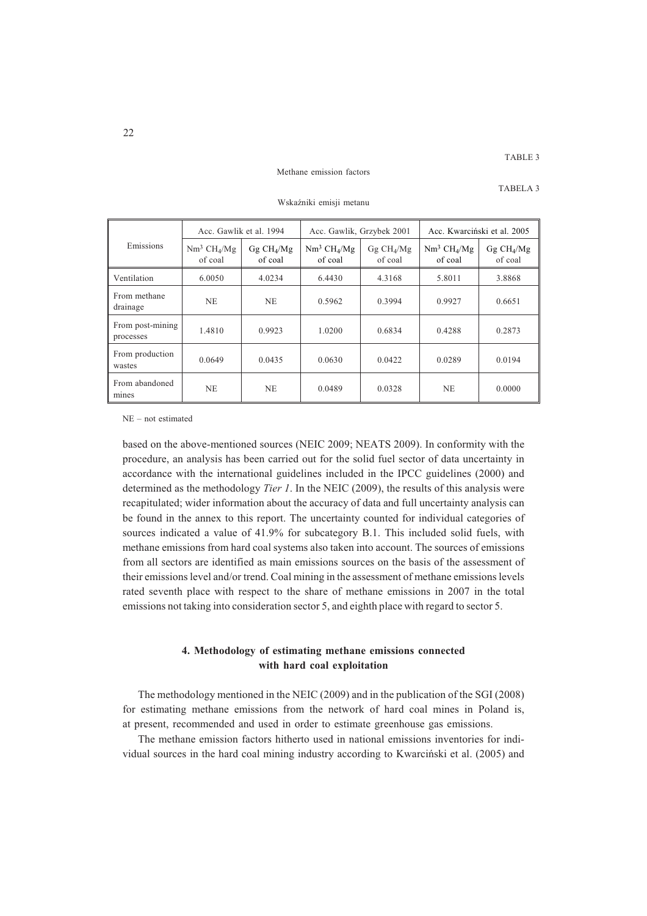TABLE 3

Methane emission factors

TABELA 3

Wskaźniki emisji metanu

| Emissions | Acc. Gawlik et al. 1994 | | Acc. Gawlik, Grzybek 2001 | | Acc. Kwarciński et al. 2005 | |
|---|---|---|---|---|---|---|
| | $Nm^3$ $CH_4$/Mg of coal | Gg $CH_4$/Mg of coal | $Nm^3$ $CH_4$/Mg of coal | Gg $CH_4$/Mg of coal | $Nm^3$ $CH_4$/Mg of coal | Gg $CH_4$/Mg of coal |
| Ventilation | 6.0050 | 4.0234 | 6.4430 | 4.3168 | 5.8011 | 3.8868 |
| From methane drainage | NE | NE | 0.5962 | 0.3994 | 0.9927 | 0.6651 |
| From post-mining processes | 1.4810 | 0.9923 | 1.0200 | 0.6834 | 0.4288 | 0.2873 |
| From production wastes | 0.0649 | 0.0435 | 0.0630 | 0.0422 | 0.0289 | 0.0194 |
| From abandoned mines | NE | NE | 0.0489 | 0.0328 | NE | 0.0000 |

NE – not estimated

based on the above-mentioned sources (NEIC 2009; NEATS 2009). In conformity with the procedure, an analysis has been carried out for the solid fuel sector of data uncertainty in accordance with the international guidelines included in the IPCC guidelines (2000) and determined as the methodology *Tier 1*. In the NEIC (2009), the results of this analysis were recapitulated; wider information about the accuracy of data and full uncertainty analysis can be found in the annex to this report. The uncertainty counted for individual categories of sources indicated a value of 41.9% for subcategory B.1. This included solid fuels, with methane emissions from hard coal systems also taken into account. The sources of emissions from all sectors are identified as main emissions sources on the basis of the assessment of their emissions level and/or trend. Coal mining in the assessment of methane emissions levels rated seventh place with respect to the share of methane emissions in 2007 in the total emissions not taking into consideration sector 5, and eighth place with regard to sector 5.

## 4. Methodology of estimating methane emissions connected with hard coal exploitation

The methodology mentioned in the NEIC (2009) and in the publication of the SGI (2008) for estimating methane emissions from the network of hard coal mines in Poland is, at present, recommended and used in order to estimate greenhouse gas emissions.

The methane emission factors hitherto used in national emissions inventories for individual sources in the hard coal mining industry according to Kwarciński et al. (2005) and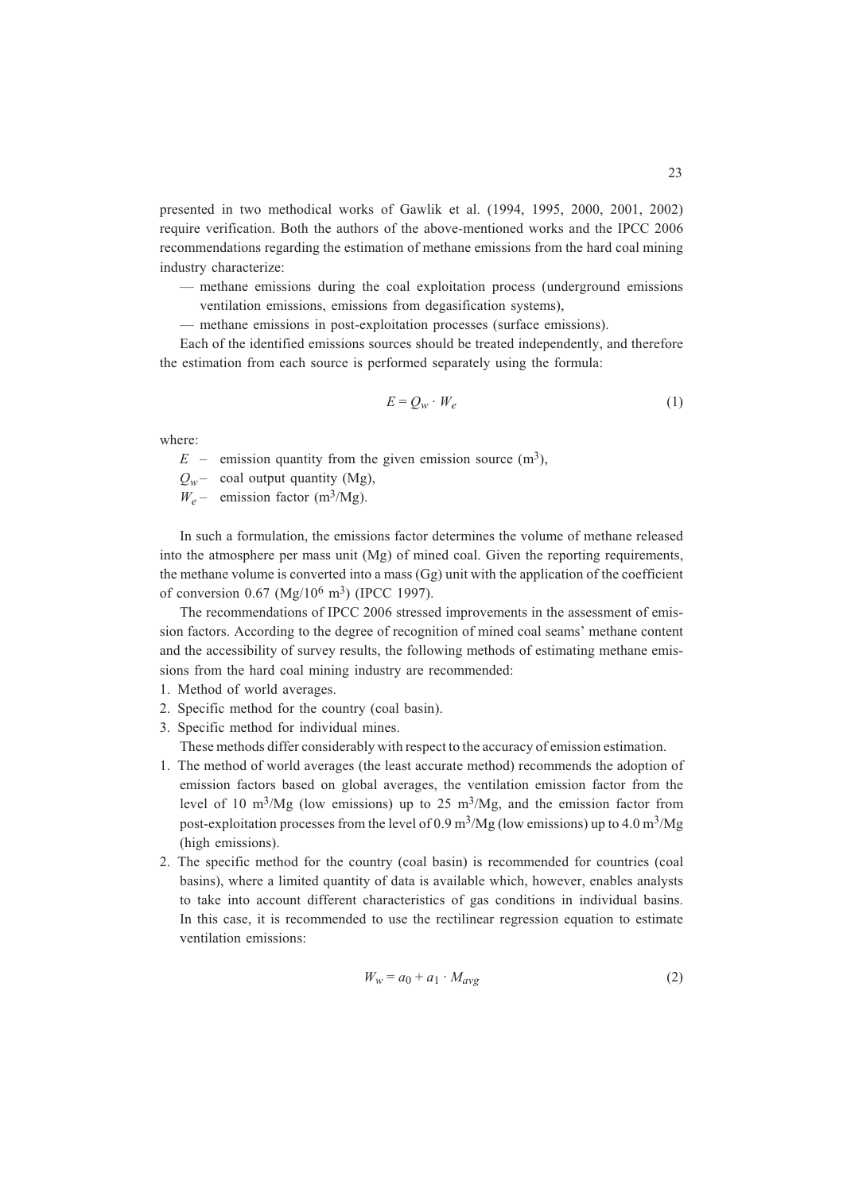presented in two methodical works of Gawlik et al. (1994, 1995, 2000, 2001, 2002) require verification. Both the authors of the above-mentioned works and the IPCC 2006 recommendations regarding the estimation of methane emissions from the hard coal mining industry characterize:

- methane emissions during the coal exploitation process (underground emissions ventilation emissions, emissions from degasification systems),
- methane emissions in post-exploitation processes (surface emissions).

Each of the identified emissions sources should be treated independently, and therefore the estimation from each source is performed separately using the formula:

$$E = Q_w \cdot W_e \tag{1}$$

where:

$E$ – emission quantity from the given emission source ($m^3$),
$Q_w$ – coal output quantity (Mg),
$W_e$ – emission factor ($m^3$/Mg).

In such a formulation, the emissions factor determines the volume of methane released into the atmosphere per mass unit (Mg) of mined coal. Given the reporting requirements, the methane volume is converted into a mass (Gg) unit with the application of the coefficient of conversion 0.67 (Mg/$10^6$ $m^3$) (IPCC 1997).

The recommendations of IPCC 2006 stressed improvements in the assessment of emission factors. According to the degree of recognition of mined coal seams' methane content and the accessibility of survey results, the following methods of estimating methane emissions from the hard coal mining industry are recommended:

1. Method of world averages.
2. Specific method for the country (coal basin).
3. Specific method for individual mines.

These methods differ considerably with respect to the accuracy of emission estimation.

1. The method of world averages (the least accurate method) recommends the adoption of emission factors based on global averages, the ventilation emission factor from the level of 10 $m^3$/Mg (low emissions) up to 25 $m^3$/Mg, and the emission factor from post-exploitation processes from the level of 0.9 $m^3$/Mg (low emissions) up to 4.0 $m^3$/Mg (high emissions).
2. The specific method for the country (coal basin) is recommended for countries (coal basins), where a limited quantity of data is available which, however, enables analysts to take into account different characteristics of gas conditions in individual basins. In this case, it is recommended to use the rectilinear regression equation to estimate ventilation emissions:

$$W_w = a_0 + a_1 \cdot M_{avg} \tag{2}$$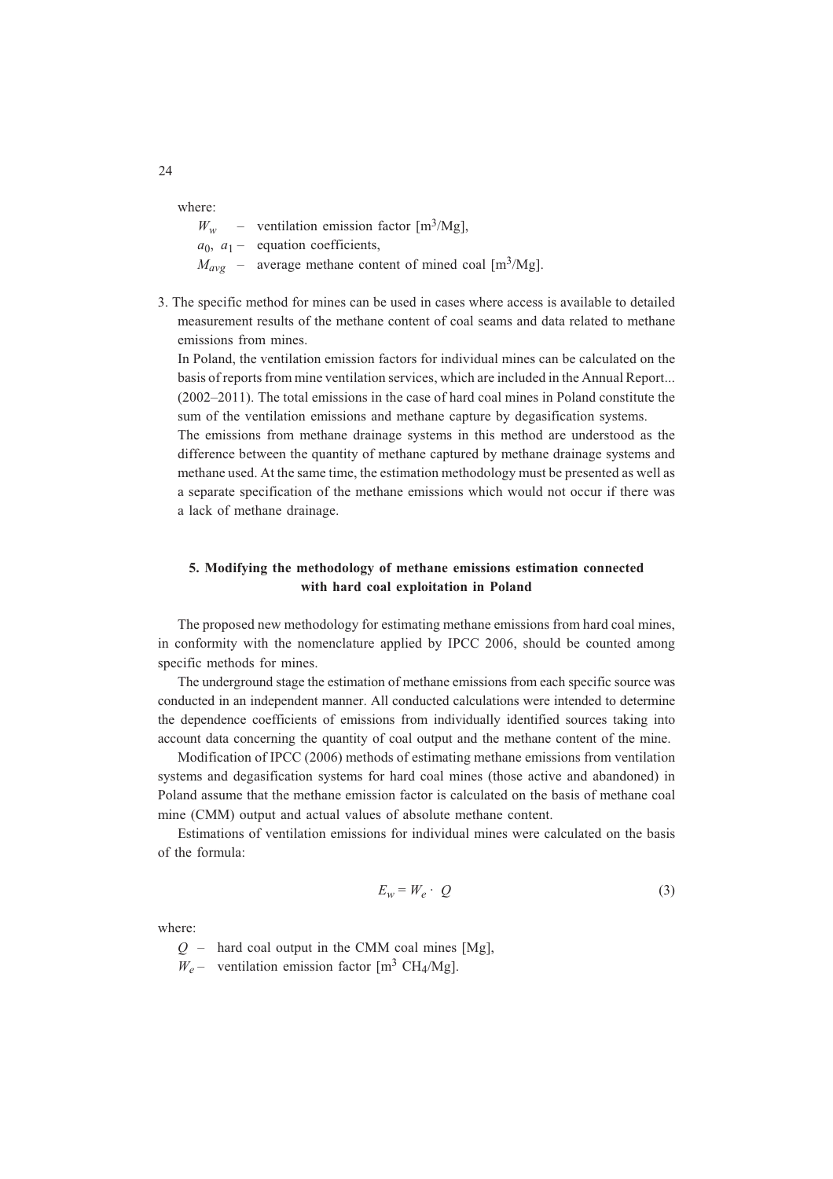where:

$W_w$ – ventilation emission factor [$m^3/Mg$],

$a_0$, $a_1$ – equation coefficients,

$M_{avg}$ – average methane content of mined coal [$m^3/Mg$].

3. The specific method for mines can be used in cases where access is available to detailed measurement results of the methane content of coal seams and data related to methane emissions from mines.

   In Poland, the ventilation emission factors for individual mines can be calculated on the basis of reports from mine ventilation services, which are included in the Annual Report... (2002–2011). The total emissions in the case of hard coal mines in Poland constitute the sum of the ventilation emissions and methane capture by degasification systems.

   The emissions from methane drainage systems in this method are understood as the difference between the quantity of methane captured by methane drainage systems and methane used. At the same time, the estimation methodology must be presented as well as a separate specification of the methane emissions which would not occur if there was a lack of methane drainage.

## 5. Modifying the methodology of methane emissions estimation connected with hard coal exploitation in Poland

The proposed new methodology for estimating methane emissions from hard coal mines, in conformity with the nomenclature applied by IPCC 2006, should be counted among specific methods for mines.

The underground stage the estimation of methane emissions from each specific source was conducted in an independent manner. All conducted calculations were intended to determine the dependence coefficients of emissions from individually identified sources taking into account data concerning the quantity of coal output and the methane content of the mine.

Modification of IPCC (2006) methods of estimating methane emissions from ventilation systems and degasification systems for hard coal mines (those active and abandoned) in Poland assume that the methane emission factor is calculated on the basis of methane coal mine (CMM) output and actual values of absolute methane content.

Estimations of ventilation emissions for individual mines were calculated on the basis of the formula:

$$E_w = W_e \cdot Q \tag{3}$$

where:

$Q$ – hard coal output in the CMM coal mines [Mg],

$W_e$ – ventilation emission factor [$m^3$ $CH_4/Mg$].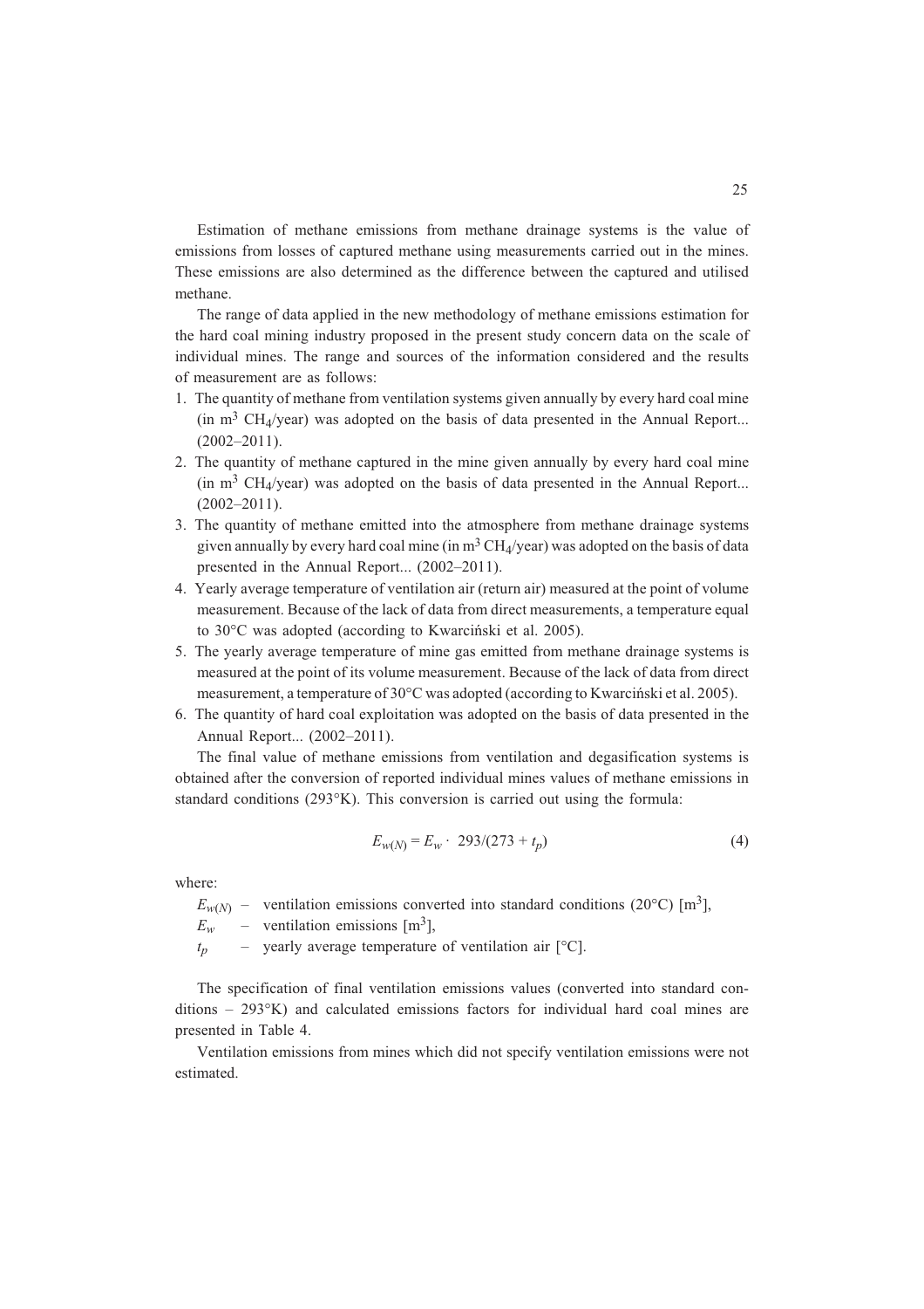Estimation of methane emissions from methane drainage systems is the value of emissions from losses of captured methane using measurements carried out in the mines. These emissions are also determined as the difference between the captured and utilised methane.

The range of data applied in the new methodology of methane emissions estimation for the hard coal mining industry proposed in the present study concern data on the scale of individual mines. The range and sources of the information considered and the results of measurement are as follows:

1. The quantity of methane from ventilation systems given annually by every hard coal mine (in $m^3$ $CH_4$/year) was adopted on the basis of data presented in the Annual Report... (2002–2011).
2. The quantity of methane captured in the mine given annually by every hard coal mine (in $m^3$ $CH_4$/year) was adopted on the basis of data presented in the Annual Report... (2002–2011).
3. The quantity of methane emitted into the atmosphere from methane drainage systems given annually by every hard coal mine (in $m^3$ $CH_4$/year) was adopted on the basis of data presented in the Annual Report... (2002–2011).
4. Yearly average temperature of ventilation air (return air) measured at the point of volume measurement. Because of the lack of data from direct measurements, a temperature equal to 30°C was adopted (according to Kwarciński et al. 2005).
5. The yearly average temperature of mine gas emitted from methane drainage systems is measured at the point of its volume measurement. Because of the lack of data from direct measurement, a temperature of 30°C was adopted (according to Kwarciński et al. 2005).
6. The quantity of hard coal exploitation was adopted on the basis of data presented in the Annual Report... (2002–2011).

The final value of methane emissions from ventilation and degasification systems is obtained after the conversion of reported individual mines values of methane emissions in standard conditions (293°K). This conversion is carried out using the formula:

$$E_{w(N)} = E_w \cdot 293/(273 + t_p) \tag{4}$$

where:

- $E_{w(N)}$ – ventilation emissions converted into standard conditions (20°C) [$m^3$],
- $E_w$ – ventilation emissions [$m^3$],
- $t_p$ – yearly average temperature of ventilation air [°C].

The specification of final ventilation emissions values (converted into standard conditions – 293°K) and calculated emissions factors for individual hard coal mines are presented in Table 4.

Ventilation emissions from mines which did not specify ventilation emissions were not estimated.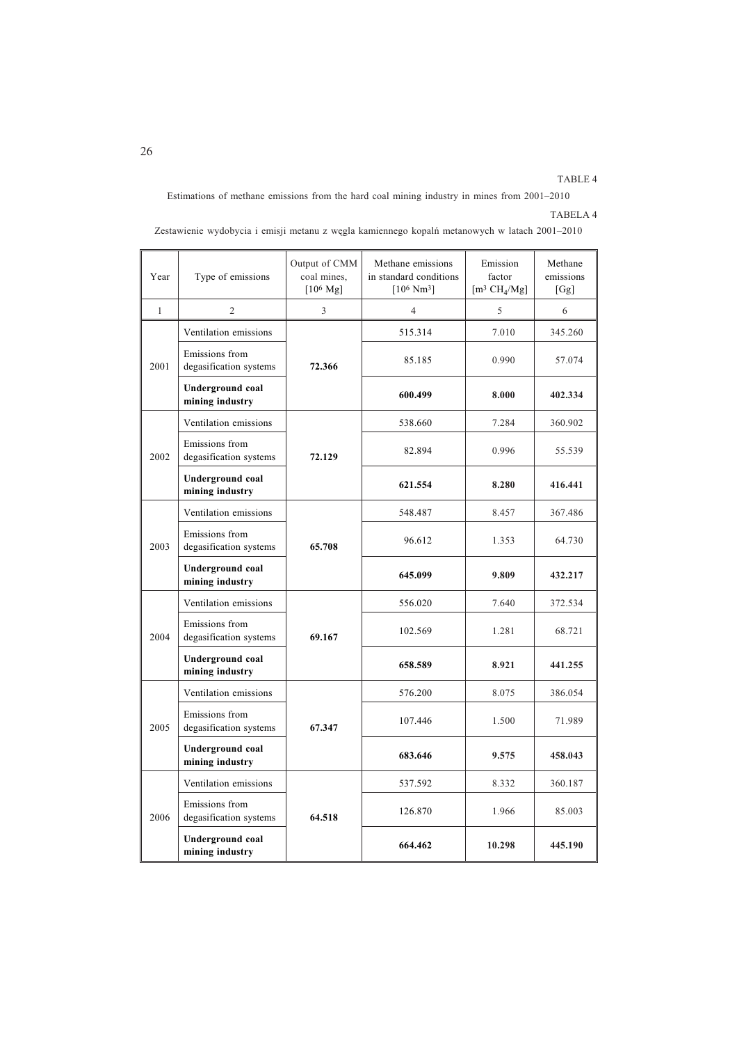TABLE 4

Estimations of methane emissions from the hard coal mining industry in mines from 2001–2010

TABELA 4

Zestawienie wydobycia i emisji metanu z węgla kamiennego kopalń metanowych w latach 2001–2010

| Year | Type of emissions | Output of CMM coal mines, [$10^6$ Mg] | Methane emissions in standard conditions [$10^6$ $Nm^3$] | Emission factor [$m^3$ $CH_4$/Mg] | Methane emissions [Gg] |
|---|---|---|---|---|---|
| 1 | 2 | 3 | 4 | 5 | 6 |
| 2001 | Ventilation emissions | **72.366** | 515.314 | 7.010 | 345.260 |
| | Emissions from degasification systems | | 85.185 | 0.990 | 57.074 |
| | **Underground coal mining industry** | | **600.499** | **8.000** | **402.334** |
| 2002 | Ventilation emissions | **72.129** | 538.660 | 7.284 | 360.902 |
| | Emissions from degasification systems | | 82.894 | 0.996 | 55.539 |
| | **Underground coal mining industry** | | **621.554** | **8.280** | **416.441** |
| 2003 | Ventilation emissions | **65.708** | 548.487 | 8.457 | 367.486 |
| | Emissions from degasification systems | | 96.612 | 1.353 | 64.730 |
| | **Underground coal mining industry** | | **645.099** | **9.809** | **432.217** |
| 2004 | Ventilation emissions | **69.167** | 556.020 | 7.640 | 372.534 |
| | Emissions from degasification systems | | 102.569 | 1.281 | 68.721 |
| | **Underground coal mining industry** | | **658.589** | **8.921** | **441.255** |
| 2005 | Ventilation emissions | **67.347** | 576.200 | 8.075 | 386.054 |
| | Emissions from degasification systems | | 107.446 | 1.500 | 71.989 |
| | **Underground coal mining industry** | | **683.646** | **9.575** | **458.043** |
| 2006 | Ventilation emissions | **64.518** | 537.592 | 8.332 | 360.187 |
| | Emissions from degasification systems | | 126.870 | 1.966 | 85.003 |
| | **Underground coal mining industry** | | **664.462** | **10.298** | **445.190** |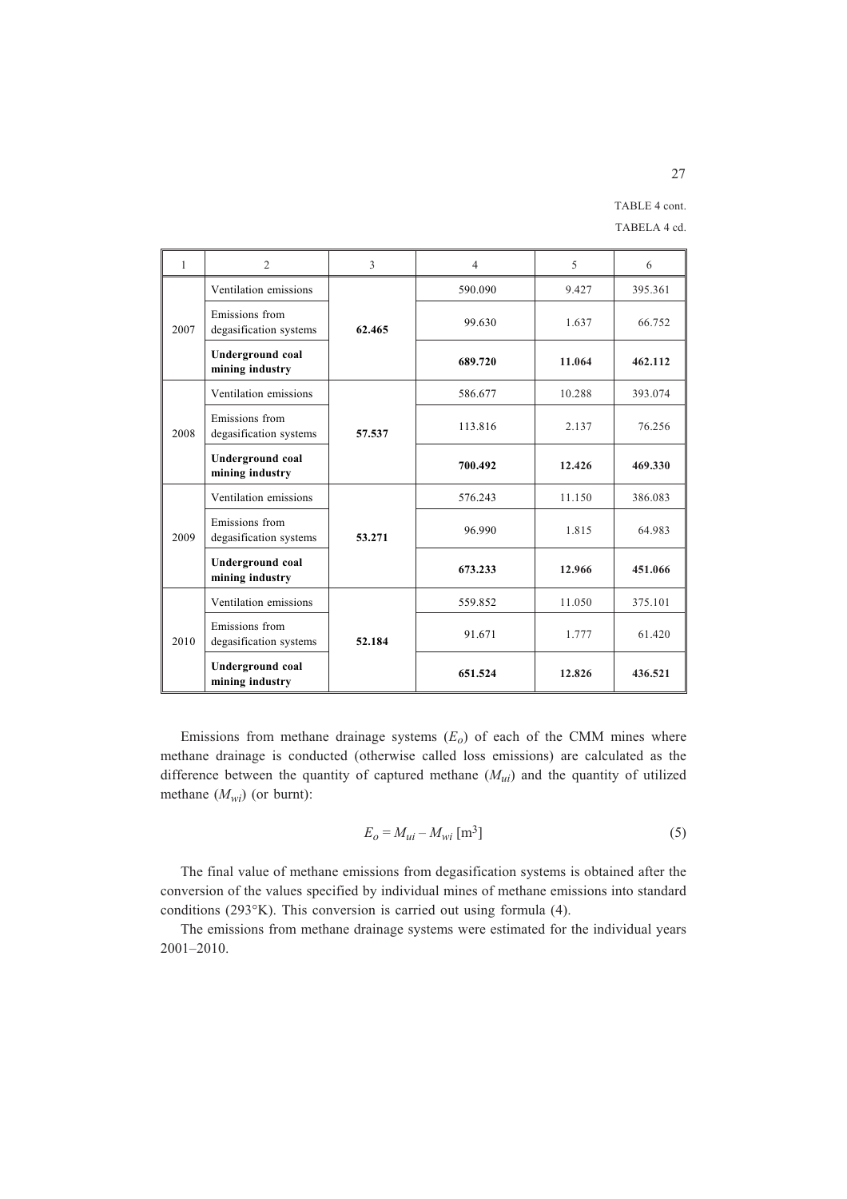TABLE 4 cont.

TABELA 4 cd.

| 1 | 2 | 3 | 4 | 5 | 6 |
|---|---|---|---|---|---|
| 2007 | Ventilation emissions | **62.465** | 590.090 | 9.427 | 395.361 |
| | Emissions from degasification systems | | 99.630 | 1.637 | 66.752 |
| | **Underground coal mining industry** | | **689.720** | **11.064** | **462.112** |
| 2008 | Ventilation emissions | **57.537** | 586.677 | 10.288 | 393.074 |
| | Emissions from degasification systems | | 113.816 | 2.137 | 76.256 |
| | **Underground coal mining industry** | | **700.492** | **12.426** | **469.330** |
| 2009 | Ventilation emissions | **53.271** | 576.243 | 11.150 | 386.083 |
| | Emissions from degasification systems | | 96.990 | 1.815 | 64.983 |
| | **Underground coal mining industry** | | **673.233** | **12.966** | **451.066** |
| 2010 | Ventilation emissions | **52.184** | 559.852 | 11.050 | 375.101 |
| | Emissions from degasification systems | | 91.671 | 1.777 | 61.420 |
| | **Underground coal mining industry** | | **651.524** | **12.826** | **436.521** |

Emissions from methane drainage systems ($E_o$) of each of the CMM mines where methane drainage is conducted (otherwise called loss emissions) are calculated as the difference between the quantity of captured methane ($M_{ui}$) and the quantity of utilized methane ($M_{wi}$) (or burnt):

$$E_o = M_{ui} - M_{wi} \text{ [m}^3\text{]} \tag{5}$$

The final value of methane emissions from degasification systems is obtained after the conversion of the values specified by individual mines of methane emissions into standard conditions (293°K). This conversion is carried out using formula (4).

The emissions from methane drainage systems were estimated for the individual years 2001–2010.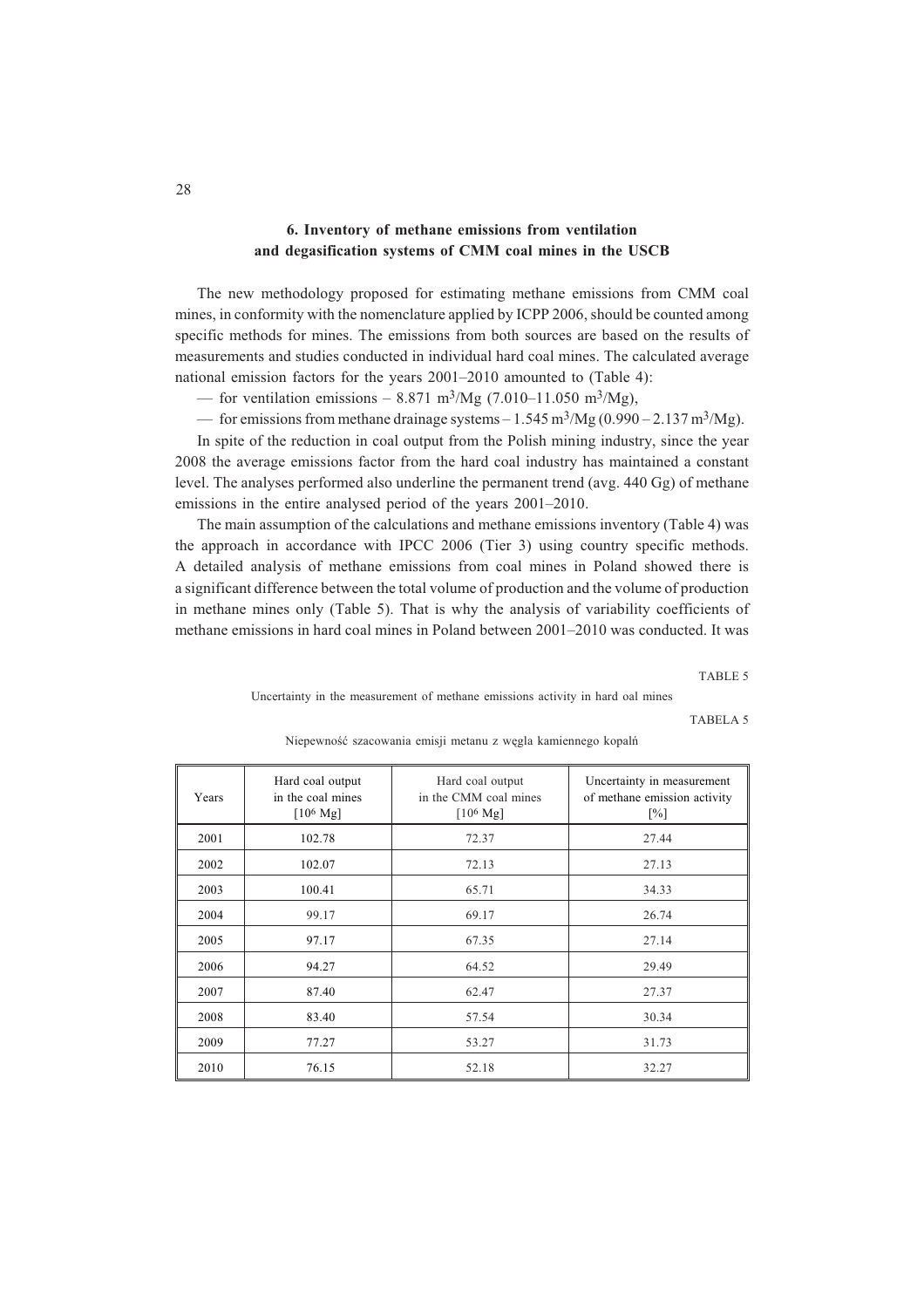## 6. Inventory of methane emissions from ventilation and degasification systems of CMM coal mines in the USCB

The new methodology proposed for estimating methane emissions from CMM coal mines, in conformity with the nomenclature applied by ICPP 2006, should be counted among specific methods for mines. The emissions from both sources are based on the results of measurements and studies conducted in individual hard coal mines. The calculated average national emission factors for the years 2001–2010 amounted to (Table 4):

— for ventilation emissions – 8.871 $m^3/Mg$ (7.010–11.050 $m^3/Mg$),

— for emissions from methane drainage systems – 1.545 $m^3/Mg$ (0.990 – 2.137 $m^3/Mg$).

In spite of the reduction in coal output from the Polish mining industry, since the year 2008 the average emissions factor from the hard coal industry has maintained a constant level. The analyses performed also underline the permanent trend (avg. 440 Gg) of methane emissions in the entire analysed period of the years 2001–2010.

The main assumption of the calculations and methane emissions inventory (Table 4) was the approach in accordance with IPCC 2006 (Tier 3) using country specific methods. A detailed analysis of methane emissions from coal mines in Poland showed there is a significant difference between the total volume of production and the volume of production in methane mines only (Table 5). That is why the analysis of variability coefficients of methane emissions in hard coal mines in Poland between 2001–2010 was conducted. It was

TABLE 5

Uncertainty in the measurement of methane emissions activity in hard oal mines

TABELA 5

Niepewność szacowania emisji metanu z węgla kamiennego kopalń

| Years | Hard coal output in the coal mines [$10^6$ Mg] | Hard coal output in the CMM coal mines [$10^6$ Mg] | Uncertainty in measurement of methane emission activity [%] |
|---|---|---|---|
| 2001 | 102.78 | 72.37 | 27.44 |
| 2002 | 102.07 | 72.13 | 27.13 |
| 2003 | 100.41 | 65.71 | 34.33 |
| 2004 | 99.17 | 69.17 | 26.74 |
| 2005 | 97.17 | 67.35 | 27.14 |
| 2006 | 94.27 | 64.52 | 29.49 |
| 2007 | 87.40 | 62.47 | 27.37 |
| 2008 | 83.40 | 57.54 | 30.34 |
| 2009 | 77.27 | 53.27 | 31.73 |
| 2010 | 76.15 | 52.18 | 32.27 |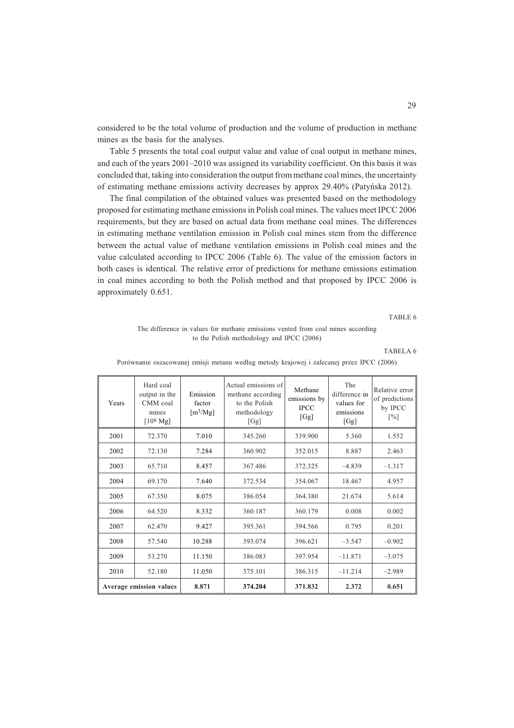considered to be the total volume of production and the volume of production in methane mines as the basis for the analyses.

Table 5 presents the total coal output value and value of coal output in methane mines, and each of the years 2001–2010 was assigned its variability coefficient. On this basis it was concluded that, taking into consideration the output from methane coal mines, the uncertainty of estimating methane emissions activity decreases by approx 29.40% (Patyńska 2012).

The final compilation of the obtained values was presented based on the methodology proposed for estimating methane emissions in Polish coal mines. The values meet IPCC 2006 requirements, but they are based on actual data from methane coal mines. The differences in estimating methane ventilation emission in Polish coal mines stem from the difference between the actual value of methane ventilation emissions in Polish coal mines and the value calculated according to IPCC 2006 (Table 6). The value of the emission factors in both cases is identical. The relative error of predictions for methane emissions estimation in coal mines according to both the Polish method and that proposed by IPCC 2006 is approximately 0.651.

TABLE 6

The difference in values for methane emissions vented from coal mines according to the Polish methodology and IPCC (2006)

TABELA 6

Porównanie oszacowanej emisji metanu według metody krajowej i zalecanej przez IPCC (2006)

| Years | Hard coal output in the CMM coal mines [$10^6$ Mg] | Emission factor [$m^3$/Mg] | Actual emissions of methane according to the Polish methodology [Gg] | Methane emissions by IPCC [Gg] | The difference in values for emissions [Gg] | Relative error of predictions by IPCC [%] |
|---|---|---|---|---|---|---|
| 2001 | 72.370 | 7.010 | 345.260 | 339.900 | 5.360 | 1.552 |
| 2002 | 72.130 | 7.284 | 360.902 | 352.015 | 8.887 | 2.463 |
| 2003 | 65.710 | 8.457 | 367.486 | 372.325 | –4.839 | –1.317 |
| 2004 | 69.170 | 7.640 | 372.534 | 354.067 | 18.467 | 4.957 |
| 2005 | 67.350 | 8.075 | 386.054 | 364.380 | 21.674 | 5.614 |
| 2006 | 64.520 | 8.332 | 360.187 | 360.179 | 0.008 | 0.002 |
| 2007 | 62.470 | 9.427 | 395.361 | 394.566 | 0.795 | 0.201 |
| 2008 | 57.540 | 10.288 | 393.074 | 396.621 | –3.547 | –0.902 |
| 2009 | 53.270 | 11.150 | 386.083 | 397.954 | –11.871 | –3.075 |
| 2010 | 52.180 | 11.050 | 375.101 | 386.315 | –11.214 | –2.989 |
| **Average emission values** | | **8.871** | **374.204** | **371.832** | **2.372** | **0.651** |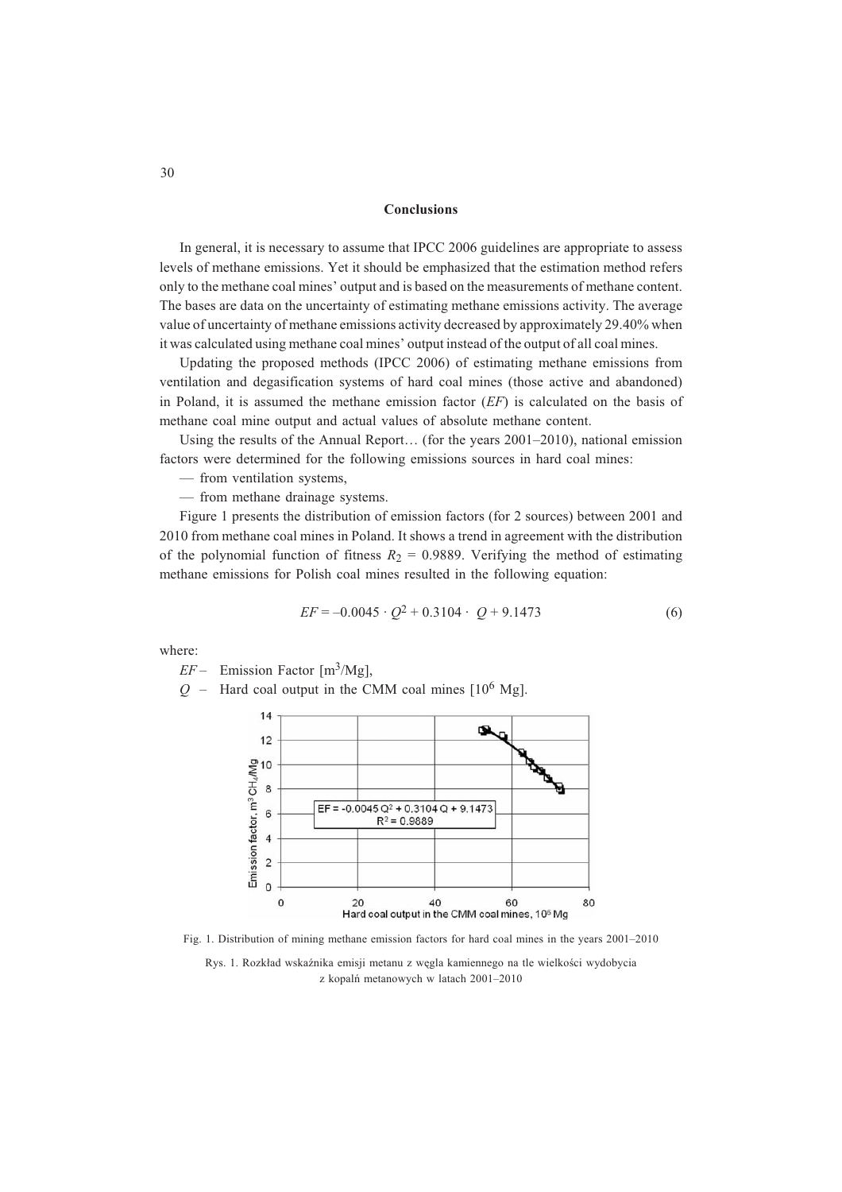## Conclusions

In general, it is necessary to assume that IPCC 2006 guidelines are appropriate to assess levels of methane emissions. Yet it should be emphasized that the estimation method refers only to the methane coal mines' output and is based on the measurements of methane content. The bases are data on the uncertainty of estimating methane emissions activity. The average value of uncertainty of methane emissions activity decreased by approximately 29.40% when it was calculated using methane coal mines' output instead of the output of all coal mines.

Updating the proposed methods (IPCC 2006) of estimating methane emissions from ventilation and degasification systems of hard coal mines (those active and abandoned) in Poland, it is assumed the methane emission factor (*EF*) is calculated on the basis of methane coal mine output and actual values of absolute methane content.

Using the results of the Annual Report… (for the years 2001–2010), national emission factors were determined for the following emissions sources in hard coal mines:

— from ventilation systems,

— from methane drainage systems.

Figure 1 presents the distribution of emission factors (for 2 sources) between 2001 and 2010 from methane coal mines in Poland. It shows a trend in agreement with the distribution of the polynomial function of fitness $R_2 = 0.9889$. Verifying the method of estimating methane emissions for Polish coal mines resulted in the following equation:

$$EF = -0.0045 \cdot Q^2 + 0.3104 \cdot Q + 9.1473 \quad (6)$$

where:

*EF* – Emission Factor [$m^3$/Mg],

*Q* – Hard coal output in the CMM coal mines [$10^6$ Mg].

Fig. 1. Distribution of mining methane emission factors for hard coal mines in the years 2001–2010

Rys. 1. Rozkład wskaźnika emisji metanu z węgla kamiennego na tle wielkości wydobycia z kopalń metanowych w latach 2001–2010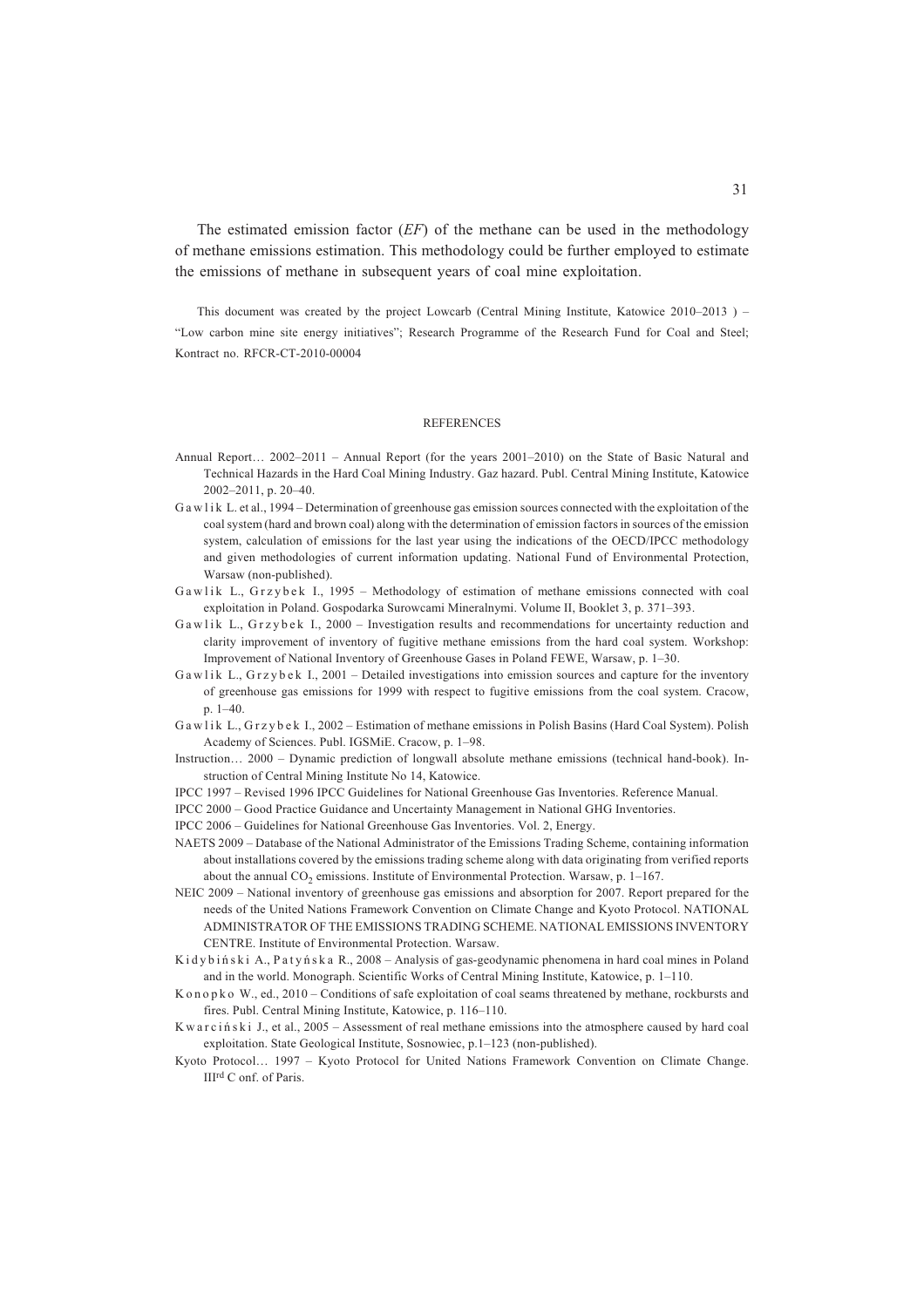The estimated emission factor (*EF*) of the methane can be used in the methodology of methane emissions estimation. This methodology could be further employed to estimate the emissions of methane in subsequent years of coal mine exploitation.

This document was created by the project Lowcarb (Central Mining Institute, Katowice 2010–2013 ) – "Low carbon mine site energy initiatives"; Research Programme of the Research Fund for Coal and Steel; Kontract no. RFCR-CT-2010-00004

## REFERENCES

Annual Report… 2002–2011 – Annual Report (for the years 2001–2010) on the State of Basic Natural and Technical Hazards in the Hard Coal Mining Industry. Gaz hazard. Publ. Central Mining Institute, Katowice 2002–2011, p. 20–40.

Gawlik L. et al., 1994 – Determination of greenhouse gas emission sources connected with the exploitation of the coal system (hard and brown coal) along with the determination of emission factors in sources of the emission system, calculation of emissions for the last year using the indications of the OECD/IPCC methodology and given methodologies of current information updating. National Fund of Environmental Protection, Warsaw (non-published).

Gawlik L., Grzybek I., 1995 – Methodology of estimation of methane emissions connected with coal exploitation in Poland. Gospodarka Surowcami Mineralnymi. Volume II, Booklet 3, p. 371–393.

Gawlik L., Grzybek I., 2000 – Investigation results and recommendations for uncertainty reduction and clarity improvement of inventory of fugitive methane emissions from the hard coal system. Workshop: Improvement of National Inventory of Greenhouse Gases in Poland FEWE, Warsaw, p. 1–30.

Gawlik L., Grzybek I., 2001 – Detailed investigations into emission sources and capture for the inventory of greenhouse gas emissions for 1999 with respect to fugitive emissions from the coal system. Cracow, p. 1–40.

Gawlik L., Grzybek I., 2002 – Estimation of methane emissions in Polish Basins (Hard Coal System). Polish Academy of Sciences. Publ. IGSMiE. Cracow, p. 1–98.

Instruction… 2000 – Dynamic prediction of longwall absolute methane emissions (technical hand-book). Instruction of Central Mining Institute No 14, Katowice.

IPCC 1997 – Revised 1996 IPCC Guidelines for National Greenhouse Gas Inventories. Reference Manual.

IPCC 2000 – Good Practice Guidance and Uncertainty Management in National GHG Inventories.

IPCC 2006 – Guidelines for National Greenhouse Gas Inventories. Vol. 2, Energy.

NAETS 2009 – Database of the National Administrator of the Emissions Trading Scheme, containing information about installations covered by the emissions trading scheme along with data originating from verified reports about the annual $CO_2$ emissions. Institute of Environmental Protection. Warsaw, p. 1–167.

NEIC 2009 – National inventory of greenhouse gas emissions and absorption for 2007. Report prepared for the needs of the United Nations Framework Convention on Climate Change and Kyoto Protocol. NATIONAL ADMINISTRATOR OF THE EMISSIONS TRADING SCHEME. NATIONAL EMISSIONS INVENTORY CENTRE. Institute of Environmental Protection. Warsaw.

Kidybiński A., Patyńska R., 2008 – Analysis of gas-geodynamic phenomena in hard coal mines in Poland and in the world. Monograph. Scientific Works of Central Mining Institute, Katowice, p. 1–110.

Konopko W., ed., 2010 – Conditions of safe exploitation of coal seams threatened by methane, rockbursts and fires. Publ. Central Mining Institute, Katowice, p. 116–110.

Kwarciński J., et al., 2005 – Assessment of real methane emissions into the atmosphere caused by hard coal exploitation. State Geological Institute, Sosnowiec, p.1–123 (non-published).

Kyoto Protocol… 1997 – Kyoto Protocol for United Nations Framework Convention on Climate Change. III[rd] C onf. of Paris.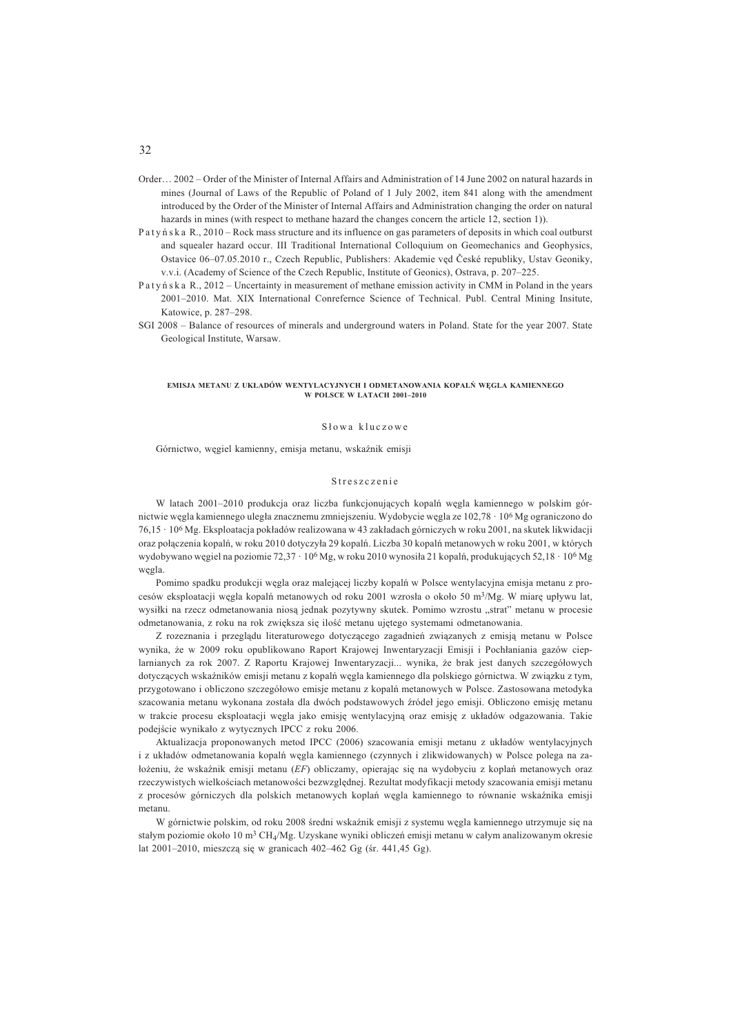Order… 2002 – Order of the Minister of Internal Affairs and Administration of 14 June 2002 on natural hazards in mines (Journal of Laws of the Republic of Poland of 1 July 2002, item 841 along with the amendment introduced by the Order of the Minister of Internal Affairs and Administration changing the order on natural hazards in mines (with respect to methane hazard the changes concern the article 12, section 1)).

Patyńska R., 2010 – Rock mass structure and its influence on gas parameters of deposits in which coal outburst and squealer hazard occur. III Traditional International Colloquium on Geomechanics and Geophysics, Ostavice 06–07.05.2010 r., Czech Republic, Publishers: Akademie vęd České republiky, Ustav Geoniky, v.v.i. (Academy of Science of the Czech Republic, Institute of Geonics), Ostrava, p. 207–225.

Patyńska R., 2012 – Uncertainty in measurement of methane emission activity in CMM in Poland in the years 2001–2010. Mat. XIX International Conrefernce Science of Technical. Publ. Central Mining Insitute, Katowice, p. 287–298.

SGI 2008 – Balance of resources of minerals and underground waters in Poland. State for the year 2007. State Geological Institute, Warsaw.

## EMISJA METANU Z UKŁADÓW WENTYLACYJNYCH I ODMETANOWANIA KOPALŃ WĘGLA KAMIENNEGO W POLSCE W LATACH 2001–2010

### Słowa kluczowe

Górnictwo, węgiel kamienny, emisja metanu, wskaźnik emisji

### Streszczenie

W latach 2001–2010 produkcja oraz liczba funkcjonujących kopalń węgla kamiennego w polskim górnictwie węgla kamiennego uległa znacznemu zmniejszeniu. Wydobycie węgla ze $102{,}78 \cdot 10^6$ Mg ograniczono do $76{,}15 \cdot 10^6$ Mg. Eksploatacja pokładów realizowana w 43 zakładach górniczych w roku 2001, na skutek likwidacji oraz połączenia kopalń, w roku 2010 dotyczyła 29 kopalń. Liczba 30 kopalń metanowych w roku 2001, w których wydobywano węgiel na poziomie $72{,}37 \cdot 10^6$ Mg, w roku 2010 wynosiła 21 kopalń, produkujących $52{,}18 \cdot 10^6$ Mg węgla.

Pomimo spadku produkcji węgla oraz malejącej liczby kopalń w Polsce wentylacyjna emisja metanu z procesów eksploatacji węgla kopalń metanowych od roku 2001 wzrosła o około 50 $m^3$/Mg. W miarę upływu lat, wysiłki na rzecz odmetanowania niosą jednak pozytywny skutek. Pomimo wzrostu „strat" metanu w procesie odmetanowania, z roku na rok zwiększa się ilość metanu ujętego systemami odmetanowania.

Z rozeznania i przeglądu literaturowego dotyczącego zagadnień związanych z emisją metanu w Polsce wynika, że w 2009 roku opublikowano Raport Krajowej Inwentaryzacji Emisji i Pochłaniania gazów cieplarnianych za rok 2007. Z Raportu Krajowej Inwentaryzacji... wynika, że brak jest danych szczegółowych dotyczących wskaźników emisji metanu z kopalń węgla kamiennego dla polskiego górnictwa. W związku z tym, przygotowano i obliczono szczegółowo emisje metanu z kopalń metanowych w Polsce. Zastosowana metodyka szacowania metanu wykonana została dla dwóch podstawowych źródeł jego emisji. Obliczono emisję metanu w trakcie procesu eksploatacji węgla jako emisję wentylacyjną oraz emisję z układów odgazowania. Takie podejście wynikało z wytycznych IPCC z roku 2006.

Aktualizacja proponowanych metod IPCC (2006) szacowania emisji metanu z układów wentylacyjnych i z układów odmetanowania kopalń węgla kamiennego (czynnych i zlikwidowanych) w Polsce polega na założeniu, że wskaźnik emisji metanu (*EF*) obliczamy, opierając się na wydobyciu z koplań metanowych oraz rzeczywistych wielkościach metanowości bezwzględnej. Rezultat modyfikacji metody szacowania emisji metanu z procesów górniczych dla polskich metanowych koplań węgla kamiennego to równanie wskaźnika emisji metanu.

W górnictwie polskim, od roku 2008 średni wskaźnik emisji z systemu węgla kamiennego utrzymuje się na stałym poziomie około 10 $m^3$ $CH_4$/Mg. Uzyskane wyniki obliczeń emisji metanu w całym analizowanym okresie lat 2001–2010, mieszczą się w granicach 402–462 Gg (śr. 441,45 Gg).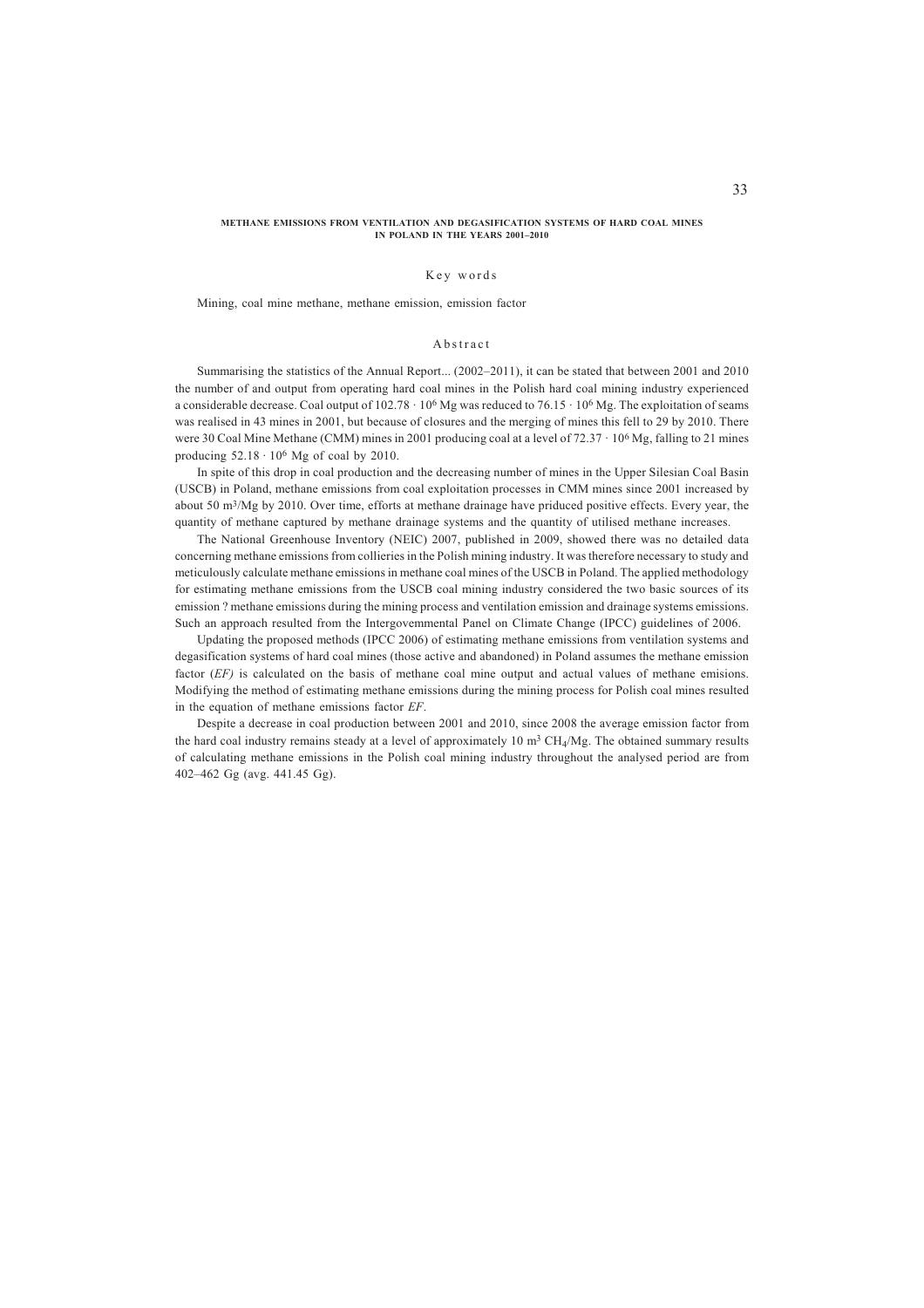**METHANE EMISSIONS FROM VENTILATION AND DEGASIFICATION SYSTEMS OF HARD COAL MINES IN POLAND IN THE YEARS 2001–2010**

## Key words

Mining, coal mine methane, methane emission, emission factor

## Abstract

Summarising the statistics of the Annual Report... (2002–2011), it can be stated that between 2001 and 2010 the number of and output from operating hard coal mines in the Polish hard coal mining industry experienced a considerable decrease. Coal output of $102.78 \cdot 10^6$ Mg was reduced to $76.15 \cdot 10^6$ Mg. The exploitation of seams was realised in 43 mines in 2001, but because of closures and the merging of mines this fell to 29 by 2010. There were 30 Coal Mine Methane (CMM) mines in 2001 producing coal at a level of $72.37 \cdot 10^6$ Mg, falling to 21 mines producing $52.18 \cdot 10^6$ Mg of coal by 2010.

In spite of this drop in coal production and the decreasing number of mines in the Upper Silesian Coal Basin (USCB) in Poland, methane emissions from coal exploitation processes in CMM mines since 2001 increased by about 50 $m^3$/Mg by 2010. Over time, efforts at methane drainage have priduced positive effects. Every year, the quantity of methane captured by methane drainage systems and the quantity of utilised methane increases.

The National Greenhouse Inventory (NEIC) 2007, published in 2009, showed there was no detailed data concerning methane emissions from collieries in the Polish mining industry. It was therefore necessary to study and meticulously calculate methane emissions in methane coal mines of the USCB in Poland. The applied methodology for estimating methane emissions from the USCB coal mining industry considered the two basic sources of its emission ? methane emissions during the mining process and ventilation emission and drainage systems emissions. Such an approach resulted from the Intergovemmental Panel on Climate Change (IPCC) guidelines of 2006.

Updating the proposed methods (IPCC 2006) of estimating methane emissions from ventilation systems and degasification systems of hard coal mines (those active and abandoned) in Poland assumes the methane emission factor (*EF)* is calculated on the basis of methane coal mine output and actual values of methane emisions. Modifying the method of estimating methane emissions during the mining process for Polish coal mines resulted in the equation of methane emissions factor *EF*.

Despite a decrease in coal production between 2001 and 2010, since 2008 the average emission factor from the hard coal industry remains steady at a level of approximately 10 $m^3$ $CH_4$/Mg. The obtained summary results of calculating methane emissions in the Polish coal mining industry throughout the analysed period are from 402–462 Gg (avg. 441.45 Gg).